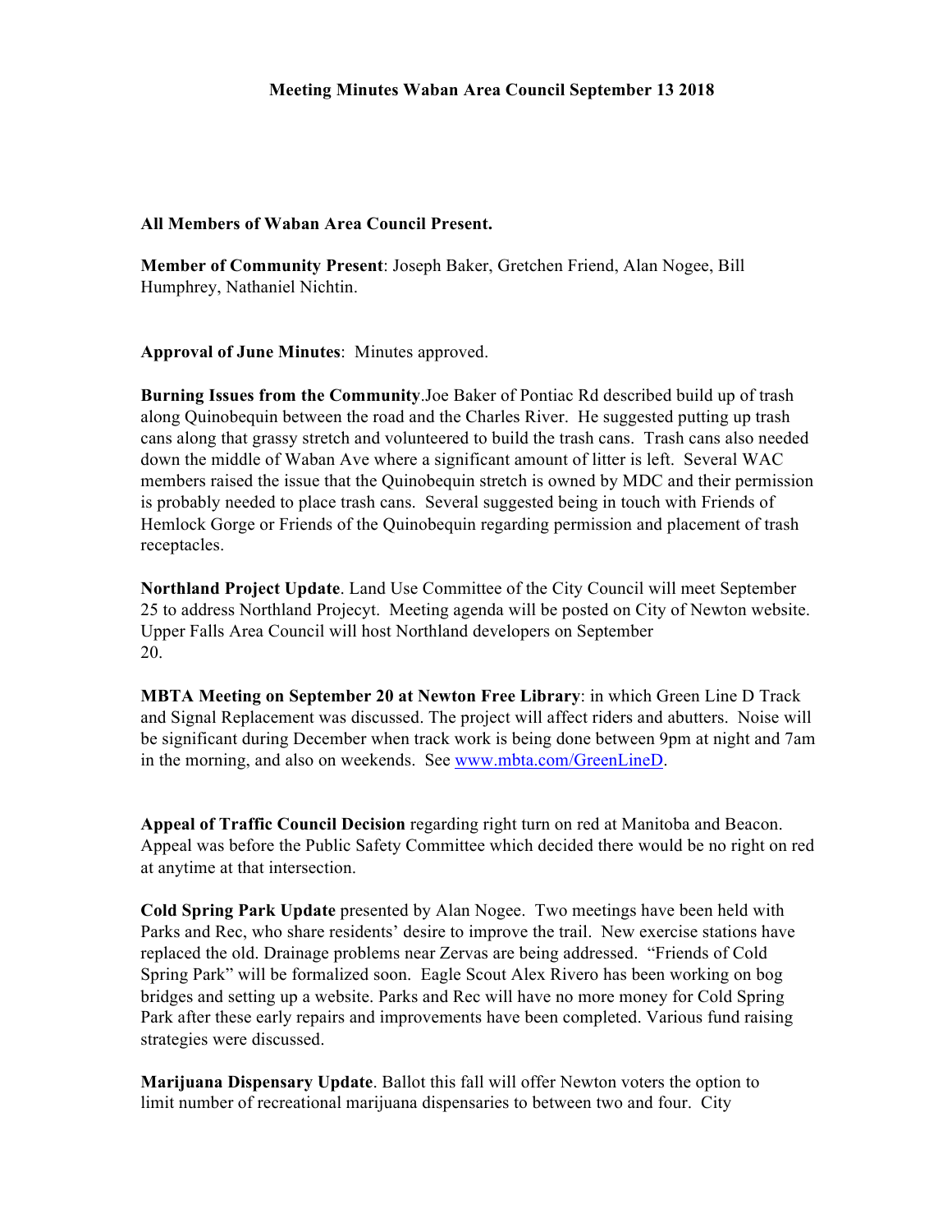**Meeting Minutes Waban Area Council September 13 2018**

**All Members of Waban Area Council Present.**

**Member of Community Present**: Joseph Baker, Gretchen Friend, Alan Nogee, Bill Humphrey, Nathaniel Nichtin.

**Approval of June Minutes**: Minutes approved.

**Burning Issues from the Community**.Joe Baker of Pontiac Rd described build up of trash along Quinobequin between the road and the Charles River. He suggested putting up trash cans along that grassy stretch and volunteered to build the trash cans. Trash cans also needed down the middle of Waban Ave where a significant amount of litter is left. Several WAC members raised the issue that the Quinobequin stretch is owned by MDC and their permission is probably needed to place trash cans. Several suggested being in touch with Friends of Hemlock Gorge or Friends of the Quinobequin regarding permission and placement of trash receptacles.

**Northland Project Update**. Land Use Committee of the City Council will meet September 25 to address Northland Projecyt. Meeting agenda will be posted on City of Newton website. Upper Falls Area Council will host Northland developers on September 20.

**MBTA Meeting on September 20 at Newton Free Library**: in which Green Line D Track and Signal Replacement was discussed. The project will affect riders and abutters. Noise will be significant during December when track work is being done between 9pm at night and 7am in the morning, and also on weekends. See www.mbta.com/GreenLineD.

**Appeal of Traffic Council Decision** regarding right turn on red at Manitoba and Beacon. Appeal was before the Public Safety Committee which decided there would be no right on red at anytime at that intersection.

**Cold Spring Park Update** presented by Alan Nogee. Two meetings have been held with Parks and Rec, who share residents' desire to improve the trail. New exercise stations have replaced the old. Drainage problems near Zervas are being addressed. "Friends of Cold Spring Park" will be formalized soon. Eagle Scout Alex Rivero has been working on bog bridges and setting up a website. Parks and Rec will have no more money for Cold Spring Park after these early repairs and improvements have been completed. Various fund raising strategies were discussed.

**Marijuana Dispensary Update**. Ballot this fall will offer Newton voters the option to limit number of recreational marijuana dispensaries to between two and four. City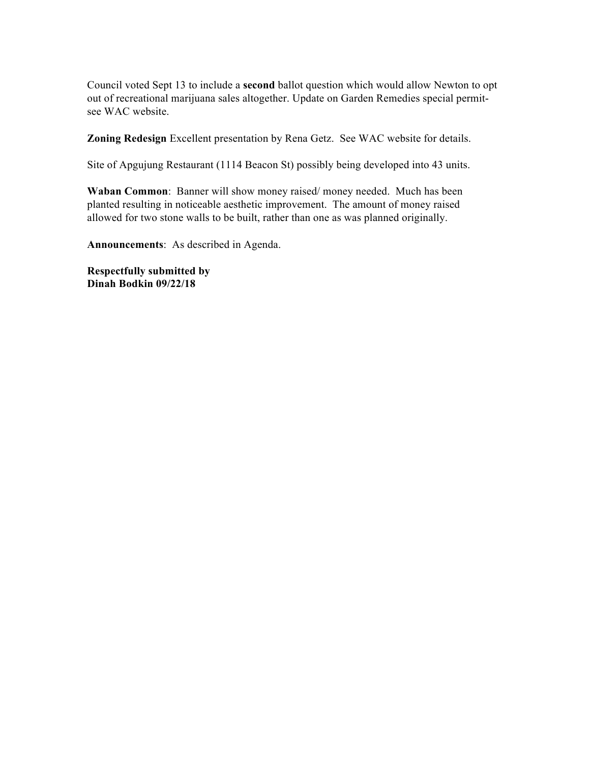Council voted Sept 13 to include a **second** ballot question which would allow Newton to opt out of recreational marijuana sales altogether. Update on Garden Remedies special permit-see WAC website.

**Zoning Redesign** Excellent presentation by Rena Getz. See WAC website for details.

Site of Apgujung Restaurant (1114 Beacon St) possibly being developed into 43 units.

**Waban Common**: Banner will show money raised/ money needed. Much has been planted resulting in noticeable aesthetic improvement. The amount of money raised allowed for two stone walls to be built, rather than one as was planned originally.

**Announcements**: As described in Agenda.

**Respectfully submitted by**
**Dinah Bodkin 09/22/18**